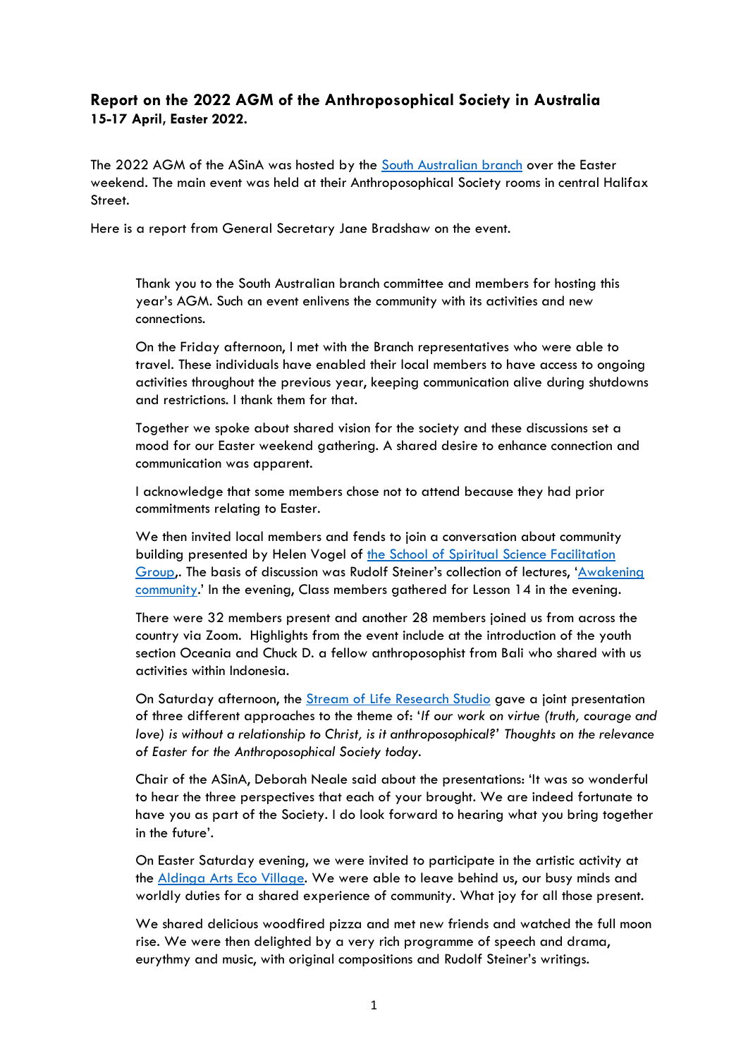**Report on the 2022 AGM of the Anthroposophical Society in Australia**
**15-17 April, Easter 2022.**

The 2022 AGM of the ASinA was hosted by the [South Australian branch]() over the Easter weekend. The main event was held at their Anthroposophical Society rooms in central Halifax Street.

Here is a report from General Secretary Jane Bradshaw on the event.

> Thank you to the South Australian branch committee and members for hosting this year's AGM. Such an event enlivens the community with its activities and new connections.
>
> On the Friday afternoon, I met with the Branch representatives who were able to travel. These individuals have enabled their local members to have access to ongoing activities throughout the previous year, keeping communication alive during shutdowns and restrictions. I thank them for that.
>
> Together we spoke about shared vision for the society and these discussions set a mood for our Easter weekend gathering. A shared desire to enhance connection and communication was apparent.
>
> I acknowledge that some members chose not to attend because they had prior commitments relating to Easter.
>
> We then invited local members and fends to join a conversation about community building presented by Helen Vogel of [the School of Spiritual Science Facilitation Group](),. The basis of discussion was Rudolf Steiner's collection of lectures, '[Awakening community]().' In the evening, Class members gathered for Lesson 14 in the evening.
>
> There were 32 members present and another 28 members joined us from across the country via Zoom. Highlights from the event include at the introduction of the youth section Oceania and Chuck D. a fellow anthroposophist from Bali who shared with us activities within Indonesia.
>
> On Saturday afternoon, the [Stream of Life Research Studio]() gave a joint presentation of three different approaches to the theme of: '*If our work on virtue (truth, courage and love) is without a relationship to Christ, is it anthroposophical?' Thoughts on the relevance of Easter for the Anthroposophical Society today.*
>
> Chair of the ASinA, Deborah Neale said about the presentations: 'It was so wonderful to hear the three perspectives that each of your brought. We are indeed fortunate to have you as part of the Society. I do look forward to hearing what you bring together in the future'.
>
> On Easter Saturday evening, we were invited to participate in the artistic activity at the [Aldinga Arts Eco Village](). We were able to leave behind us, our busy minds and worldly duties for a shared experience of community. What joy for all those present.
>
> We shared delicious woodfired pizza and met new friends and watched the full moon rise. We were then delighted by a very rich programme of speech and drama, eurythmy and music, with original compositions and Rudolf Steiner's writings.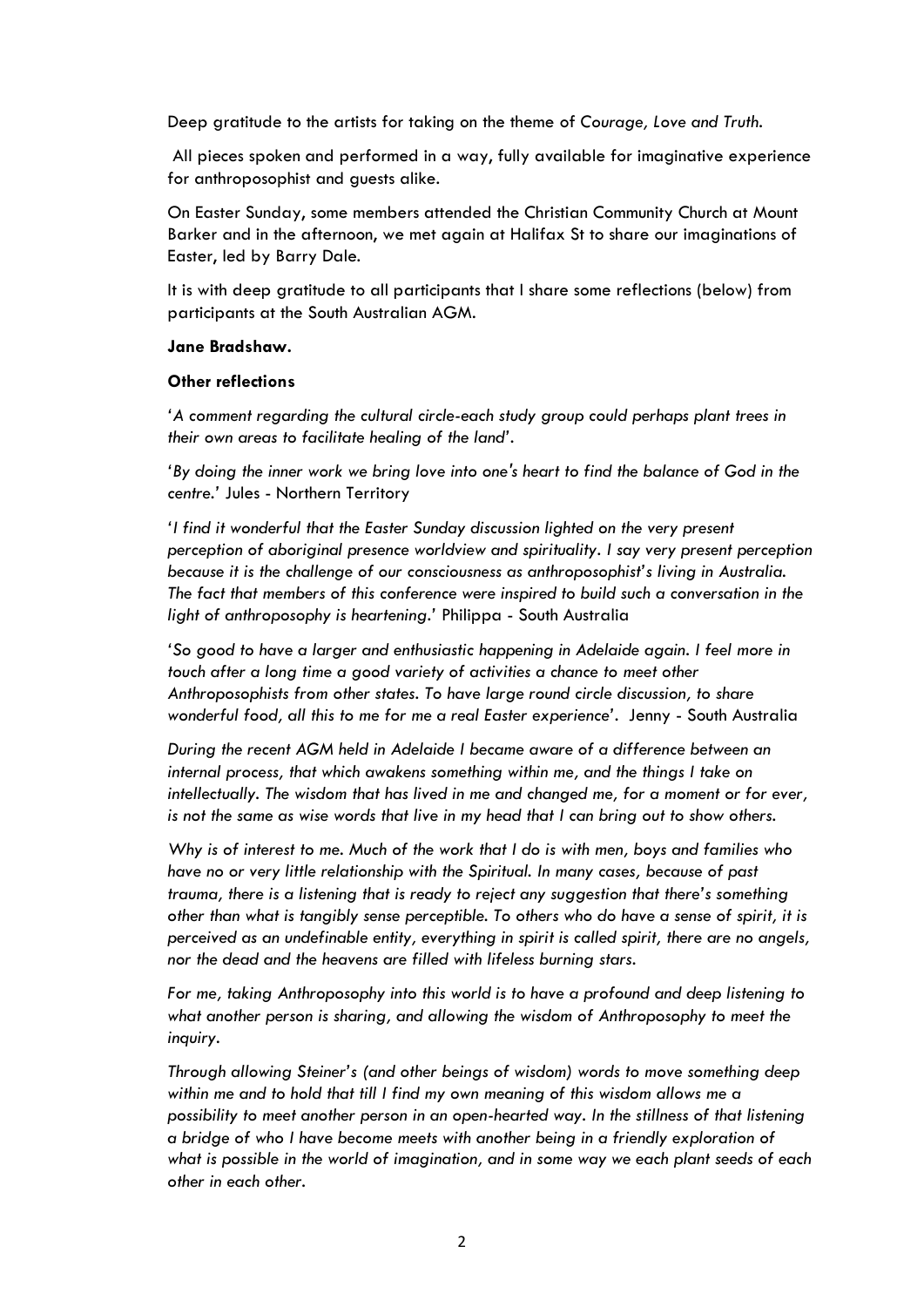Deep gratitude to the artists for taking on the theme of *Courage, Love and Truth*.

All pieces spoken and performed in a way, fully available for imaginative experience for anthroposophist and guests alike.

On Easter Sunday, some members attended the Christian Community Church at Mount Barker and in the afternoon, we met again at Halifax St to share our imaginations of Easter, led by Barry Dale.

It is with deep gratitude to all participants that I share some reflections (below) from participants at the South Australian AGM.

**Jane Bradshaw.**

**Other reflections**

'*A comment regarding the cultural circle-each study group could perhaps plant trees in their own areas to facilitate healing of the land*'.

'*By doing the inner work we bring love into one's heart to find the balance of God in the centre.*' Jules - Northern Territory

'*I find it wonderful that the Easter Sunday discussion lighted on the very present perception of aboriginal presence worldview and spirituality. I say very present perception because it is the challenge of our consciousness as anthroposophist's living in Australia. The fact that members of this conference were inspired to build such a conversation in the light of anthroposophy is heartening.*' Philippa - South Australia

'*So good to have a larger and enthusiastic happening in Adelaide again. I feel more in touch after a long time a good variety of activities a chance to meet other Anthroposophists from other states. To have large round circle discussion, to share wonderful food, all this to me for me a real Easter experience*'. Jenny - South Australia

*During the recent AGM held in Adelaide I became aware of a difference between an internal process, that which awakens something within me, and the things I take on intellectually. The wisdom that has lived in me and changed me, for a moment or for ever, is not the same as wise words that live in my head that I can bring out to show others.*

*Why is of interest to me. Much of the work that I do is with men, boys and families who have no or very little relationship with the Spiritual. In many cases, because of past trauma, there is a listening that is ready to reject any suggestion that there's something other than what is tangibly sense perceptible. To others who do have a sense of spirit, it is perceived as an undefinable entity, everything in spirit is called spirit, there are no angels, nor the dead and the heavens are filled with lifeless burning stars.*

*For me, taking Anthroposophy into this world is to have a profound and deep listening to what another person is sharing, and allowing the wisdom of Anthroposophy to meet the inquiry.*

*Through allowing Steiner's (and other beings of wisdom) words to move something deep within me and to hold that till I find my own meaning of this wisdom allows me a possibility to meet another person in an open-hearted way. In the stillness of that listening a bridge of who I have become meets with another being in a friendly exploration of what is possible in the world of imagination, and in some way we each plant seeds of each other in each other.*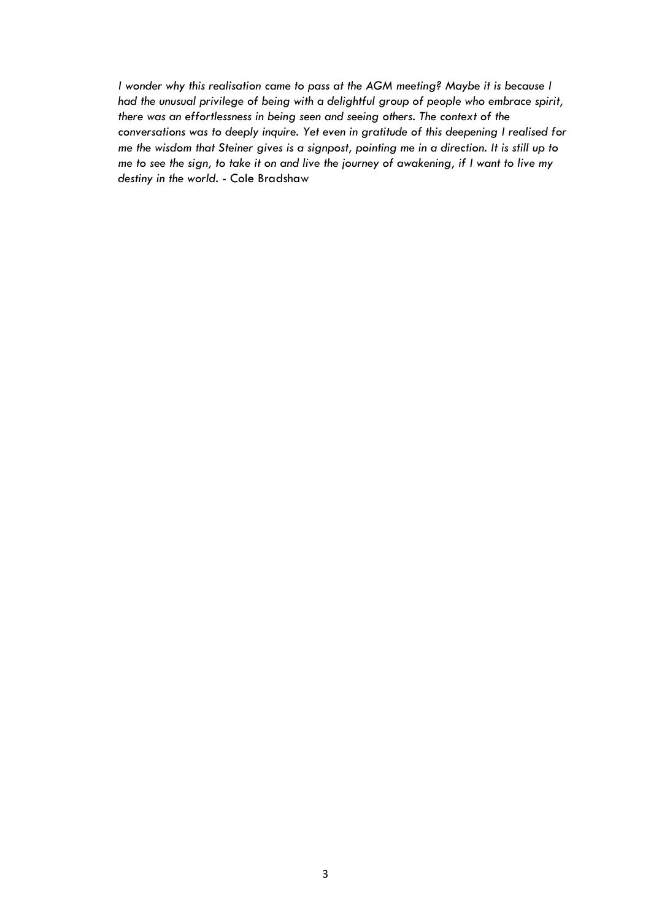*I wonder why this realisation came to pass at the AGM meeting? Maybe it is because I had the unusual privilege of being with a delightful group of people who embrace spirit, there was an effortlessness in being seen and seeing others. The context of the conversations was to deeply inquire. Yet even in gratitude of this deepening I realised for me the wisdom that Steiner gives is a signpost, pointing me in a direction. It is still up to me to see the sign, to take it on and live the journey of awakening, if I want to live my destiny in the world.* - Cole Bradshaw